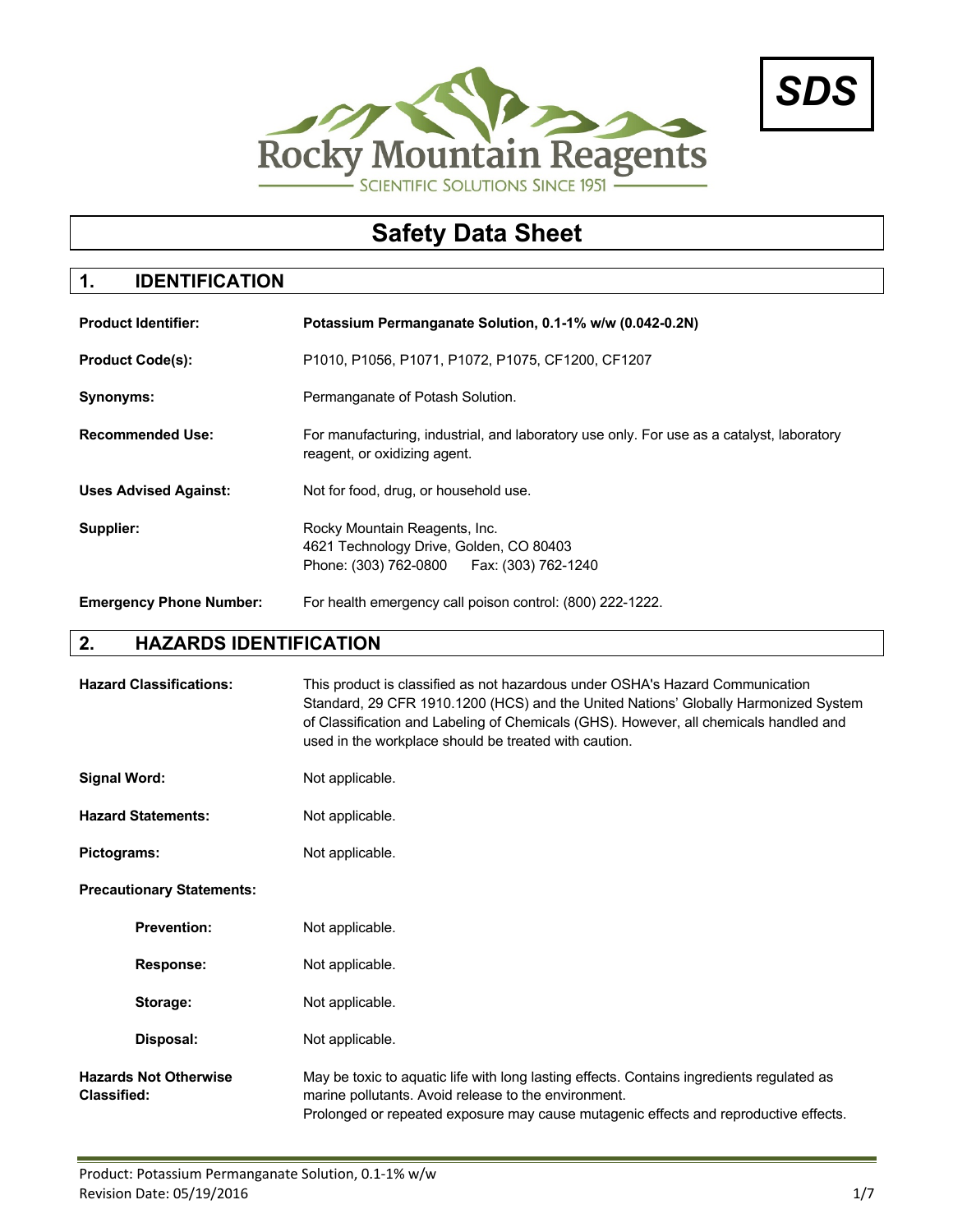Rocky Mountain Reagents

SCIENTIFIC SOLUTIONS SINCE 1951

**SDS**

# Safety Data Sheet

## 1. IDENTIFICATION

**Product Identifier:** **Potassium Permanganate Solution, 0.1-1% w/w (0.042-0.2N)**

**Product Code(s):** P1010, P1056, P1071, P1072, P1075, CF1200, CF1207

**Synonyms:** Permanganate of Potash Solution.

**Recommended Use:** For manufacturing, industrial, and laboratory use only. For use as a catalyst, laboratory reagent, or oxidizing agent.

**Uses Advised Against:** Not for food, drug, or household use.

**Supplier:** Rocky Mountain Reagents, Inc.
4621 Technology Drive, Golden, CO 80403
Phone: (303) 762-0800 Fax: (303) 762-1240

**Emergency Phone Number:** For health emergency call poison control: (800) 222-1222.

## 2. HAZARDS IDENTIFICATION

**Hazard Classifications:** This product is classified as not hazardous under OSHA's Hazard Communication Standard, 29 CFR 1910.1200 (HCS) and the United Nations' Globally Harmonized System of Classification and Labeling of Chemicals (GHS). However, all chemicals handled and used in the workplace should be treated with caution.

**Signal Word:** Not applicable.

**Hazard Statements:** Not applicable.

**Pictograms:** Not applicable.

**Precautionary Statements:**

- **Prevention:** Not applicable.
- **Response:** Not applicable.
- **Storage:** Not applicable.
- **Disposal:** Not applicable.

**Hazards Not Otherwise Classified:** May be toxic to aquatic life with long lasting effects. Contains ingredients regulated as marine pollutants. Avoid release to the environment.
Prolonged or repeated exposure may cause mutagenic effects and reproductive effects.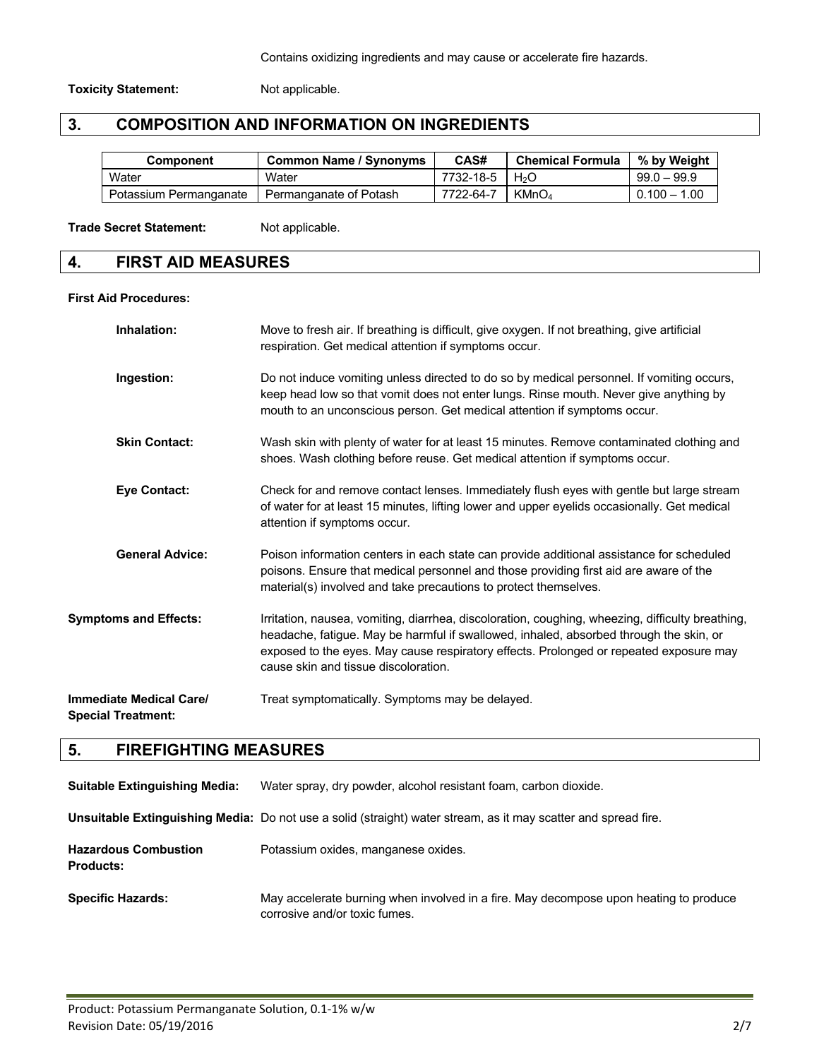Contains oxidizing ingredients and may cause or accelerate fire hazards.

**Toxicity Statement:** Not applicable.

## 3. COMPOSITION AND INFORMATION ON INGREDIENTS

| Component | Common Name / Synonyms | CAS# | Chemical Formula | % by Weight |
|---|---|---|---|---|
| Water | Water | 7732-18-5 | $H_2O$ | 99.0 – 99.9 |
| Potassium Permanganate | Permanganate of Potash | 7722-64-7 | $KMnO_4$ | 0.100 – 1.00 |

**Trade Secret Statement:** Not applicable.

## 4. FIRST AID MEASURES

**First Aid Procedures:**

**Inhalation:** Move to fresh air. If breathing is difficult, give oxygen. If not breathing, give artificial respiration. Get medical attention if symptoms occur.

**Ingestion:** Do not induce vomiting unless directed to do so by medical personnel. If vomiting occurs, keep head low so that vomit does not enter lungs. Rinse mouth. Never give anything by mouth to an unconscious person. Get medical attention if symptoms occur.

**Skin Contact:** Wash skin with plenty of water for at least 15 minutes. Remove contaminated clothing and shoes. Wash clothing before reuse. Get medical attention if symptoms occur.

**Eye Contact:** Check for and remove contact lenses. Immediately flush eyes with gentle but large stream of water for at least 15 minutes, lifting lower and upper eyelids occasionally. Get medical attention if symptoms occur.

**General Advice:** Poison information centers in each state can provide additional assistance for scheduled poisons. Ensure that medical personnel and those providing first aid are aware of the material(s) involved and take precautions to protect themselves.

**Symptoms and Effects:** Irritation, nausea, vomiting, diarrhea, discoloration, coughing, wheezing, difficulty breathing, headache, fatigue. May be harmful if swallowed, inhaled, absorbed through the skin, or exposed to the eyes. May cause respiratory effects. Prolonged or repeated exposure may cause skin and tissue discoloration.

**Immediate Medical Care/ Special Treatment:** Treat symptomatically. Symptoms may be delayed.

## 5. FIREFIGHTING MEASURES

**Suitable Extinguishing Media:** Water spray, dry powder, alcohol resistant foam, carbon dioxide.

**Unsuitable Extinguishing Media:** Do not use a solid (straight) water stream, as it may scatter and spread fire.

**Hazardous Combustion Products:** Potassium oxides, manganese oxides.

**Specific Hazards:** May accelerate burning when involved in a fire. May decompose upon heating to produce corrosive and/or toxic fumes.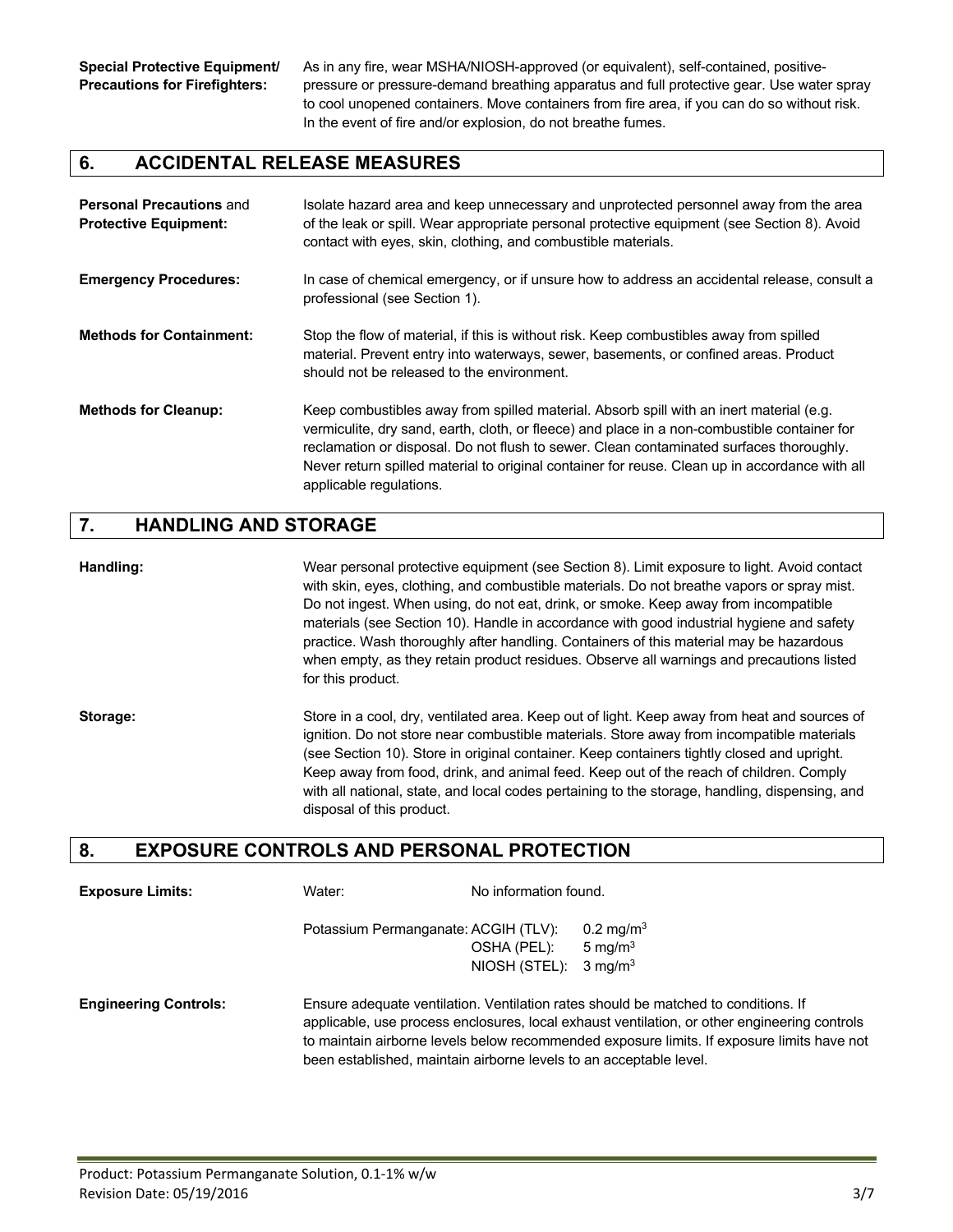**Special Protective Equipment/ Precautions for Firefighters:** As in any fire, wear MSHA/NIOSH-approved (or equivalent), self-contained, positive-pressure or pressure-demand breathing apparatus and full protective gear. Use water spray to cool unopened containers. Move containers from fire area, if you can do so without risk. In the event of fire and/or explosion, do not breathe fumes.

## 6. ACCIDENTAL RELEASE MEASURES

**Personal Precautions and Protective Equipment:** Isolate hazard area and keep unnecessary and unprotected personnel away from the area of the leak or spill. Wear appropriate personal protective equipment (see Section 8). Avoid contact with eyes, skin, clothing, and combustible materials.

**Emergency Procedures:** In case of chemical emergency, or if unsure how to address an accidental release, consult a professional (see Section 1).

**Methods for Containment:** Stop the flow of material, if this is without risk. Keep combustibles away from spilled material. Prevent entry into waterways, sewer, basements, or confined areas. Product should not be released to the environment.

**Methods for Cleanup:** Keep combustibles away from spilled material. Absorb spill with an inert material (e.g. vermiculite, dry sand, earth, cloth, or fleece) and place in a non-combustible container for reclamation or disposal. Do not flush to sewer. Clean contaminated surfaces thoroughly. Never return spilled material to original container for reuse. Clean up in accordance with all applicable regulations.

## 7. HANDLING AND STORAGE

**Handling:** Wear personal protective equipment (see Section 8). Limit exposure to light. Avoid contact with skin, eyes, clothing, and combustible materials. Do not breathe vapors or spray mist. Do not ingest. When using, do not eat, drink, or smoke. Keep away from incompatible materials (see Section 10). Handle in accordance with good industrial hygiene and safety practice. Wash thoroughly after handling. Containers of this material may be hazardous when empty, as they retain product residues. Observe all warnings and precautions listed for this product.

**Storage:** Store in a cool, dry, ventilated area. Keep out of light. Keep away from heat and sources of ignition. Do not store near combustible materials. Store away from incompatible materials (see Section 10). Store in original container. Keep containers tightly closed and upright. Keep away from food, drink, and animal feed. Keep out of the reach of children. Comply with all national, state, and local codes pertaining to the storage, handling, dispensing, and disposal of this product.

## 8. EXPOSURE CONTROLS AND PERSONAL PROTECTION

**Exposure Limits:**

| Component | Limit | Value |
|---|---|---|
| Water: | No information found. | |
| Potassium Permanganate: | ACGIH (TLV): | 0.2 mg/m$^3$ |
| | OSHA (PEL): | 5 mg/m$^3$ |
| | NIOSH (STEL): | 3 mg/m$^3$ |

**Engineering Controls:** Ensure adequate ventilation. Ventilation rates should be matched to conditions. If applicable, use process enclosures, local exhaust ventilation, or other engineering controls to maintain airborne levels below recommended exposure limits. If exposure limits have not been established, maintain airborne levels to an acceptable level.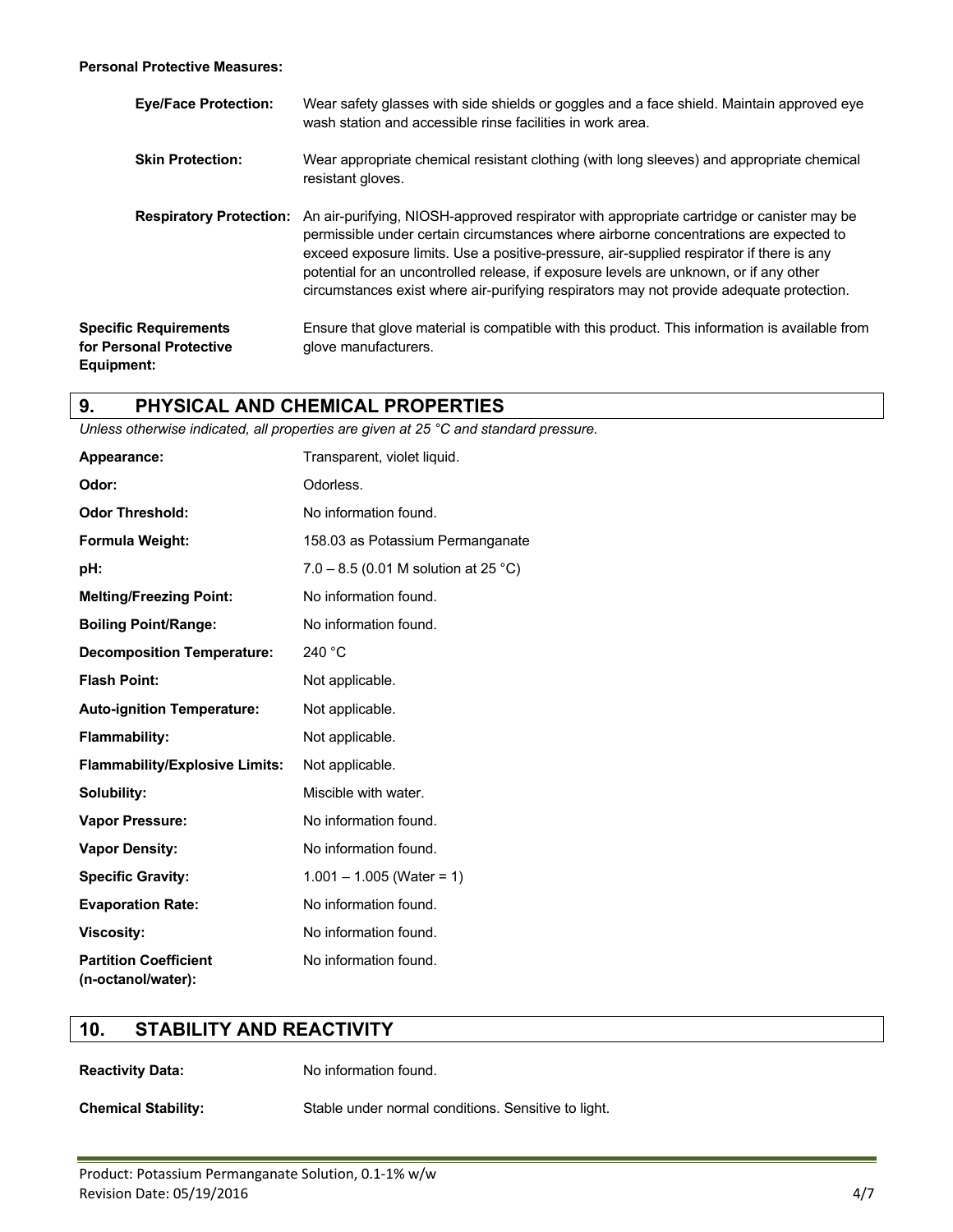**Personal Protective Measures:**

| | |
|---|---|
| **Eye/Face Protection:** | Wear safety glasses with side shields or goggles and a face shield. Maintain approved eye wash station and accessible rinse facilities in work area. |
| **Skin Protection:** | Wear appropriate chemical resistant clothing (with long sleeves) and appropriate chemical resistant gloves. |
| **Respiratory Protection:** | An air-purifying, NIOSH-approved respirator with appropriate cartridge or canister may be permissible under certain circumstances where airborne concentrations are expected to exceed exposure limits. Use a positive-pressure, air-supplied respirator if there is any potential for an uncontrolled release, if exposure levels are unknown, or if any other circumstances exist where air-purifying respirators may not provide adequate protection. |

**Specific Requirements for Personal Protective Equipment:** Ensure that glove material is compatible with this product. This information is available from glove manufacturers.

## 9. PHYSICAL AND CHEMICAL PROPERTIES

*Unless otherwise indicated, all properties are given at 25 °C and standard pressure.*

| | |
|---|---|
| **Appearance:** | Transparent, violet liquid. |
| **Odor:** | Odorless. |
| **Odor Threshold:** | No information found. |
| **Formula Weight:** | 158.03 as Potassium Permanganate |
| **pH:** | 7.0 – 8.5 (0.01 M solution at 25 °C) |
| **Melting/Freezing Point:** | No information found. |
| **Boiling Point/Range:** | No information found. |
| **Decomposition Temperature:** | 240 °C |
| **Flash Point:** | Not applicable. |
| **Auto-ignition Temperature:** | Not applicable. |
| **Flammability:** | Not applicable. |
| **Flammability/Explosive Limits:** | Not applicable. |
| **Solubility:** | Miscible with water. |
| **Vapor Pressure:** | No information found. |
| **Vapor Density:** | No information found. |
| **Specific Gravity:** | 1.001 – 1.005 (Water = 1) |
| **Evaporation Rate:** | No information found. |
| **Viscosity:** | No information found. |
| **Partition Coefficient (n-octanol/water):** | No information found. |

## 10. STABILITY AND REACTIVITY

| | |
|---|---|
| **Reactivity Data:** | No information found. |
| **Chemical Stability:** | Stable under normal conditions. Sensitive to light. |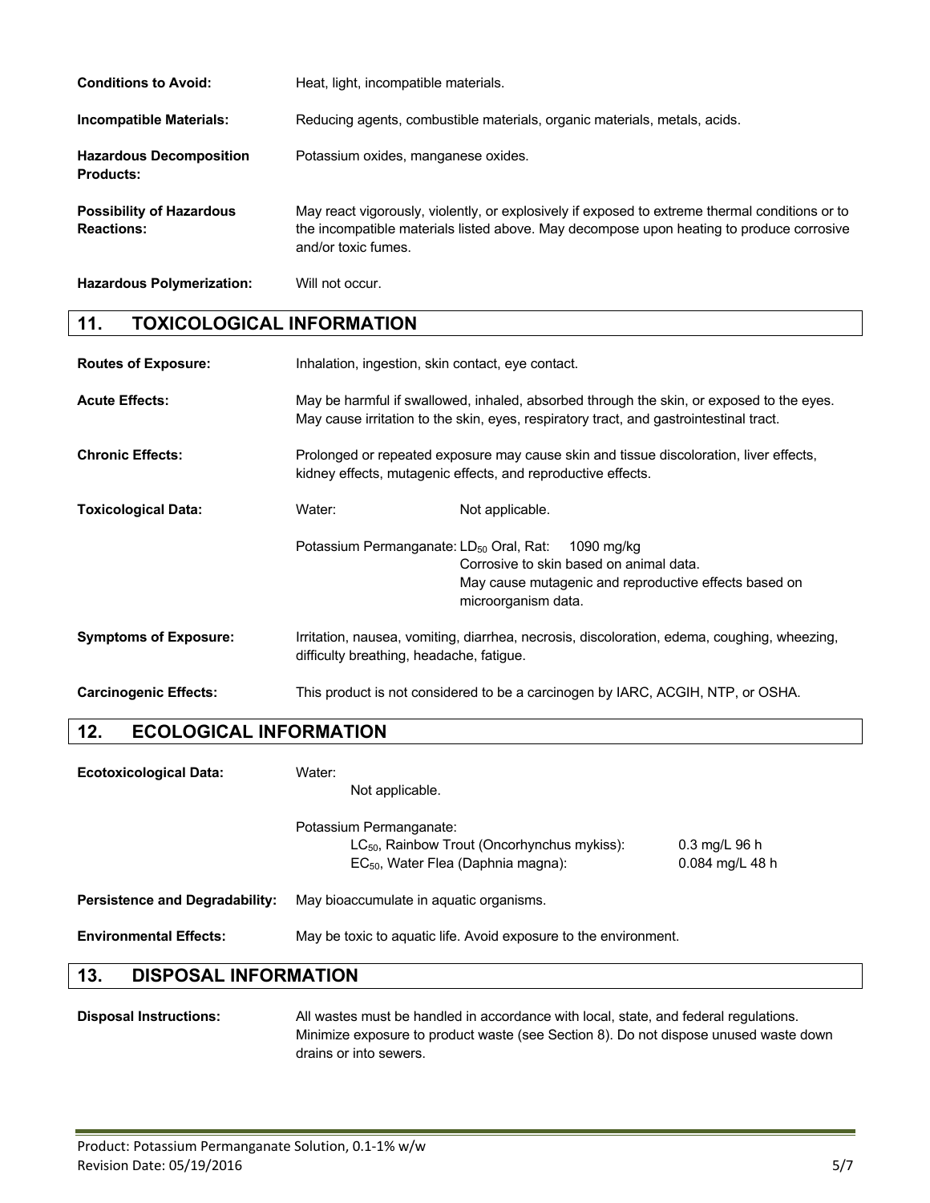**Conditions to Avoid:** Heat, light, incompatible materials.

**Incompatible Materials:** Reducing agents, combustible materials, organic materials, metals, acids.

**Hazardous Decomposition Products:** Potassium oxides, manganese oxides.

**Possibility of Hazardous Reactions:** May react vigorously, violently, or explosively if exposed to extreme thermal conditions or to the incompatible materials listed above. May decompose upon heating to produce corrosive and/or toxic fumes.

**Hazardous Polymerization:** Will not occur.

## 11. TOXICOLOGICAL INFORMATION

**Routes of Exposure:** Inhalation, ingestion, skin contact, eye contact.

**Acute Effects:** May be harmful if swallowed, inhaled, absorbed through the skin, or exposed to the eyes. May cause irritation to the skin, eyes, respiratory tract, and gastrointestinal tract.

**Chronic Effects:** Prolonged or repeated exposure may cause skin and tissue discoloration, liver effects, kidney effects, mutagenic effects, and reproductive effects.

**Toxicological Data:**

Water: Not applicable.

Potassium Permanganate: $LD_{50}$ Oral, Rat: 1090 mg/kg
Corrosive to skin based on animal data.
May cause mutagenic and reproductive effects based on microorganism data.

**Symptoms of Exposure:** Irritation, nausea, vomiting, diarrhea, necrosis, discoloration, edema, coughing, wheezing, difficulty breathing, headache, fatigue.

**Carcinogenic Effects:** This product is not considered to be a carcinogen by IARC, ACGIH, NTP, or OSHA.

## 12. ECOLOGICAL INFORMATION

**Ecotoxicological Data:**

Water:
Not applicable.

Potassium Permanganate:

| | |
|---|---|
| $LC_{50}$, Rainbow Trout (Oncorhynchus mykiss): | 0.3 mg/L 96 h |
| $EC_{50}$, Water Flea (Daphnia magna): | 0.084 mg/L 48 h |

**Persistence and Degradability:** May bioaccumulate in aquatic organisms.

**Environmental Effects:** May be toxic to aquatic life. Avoid exposure to the environment.

## 13. DISPOSAL INFORMATION

**Disposal Instructions:** All wastes must be handled in accordance with local, state, and federal regulations. Minimize exposure to product waste (see Section 8). Do not dispose unused waste down drains or into sewers.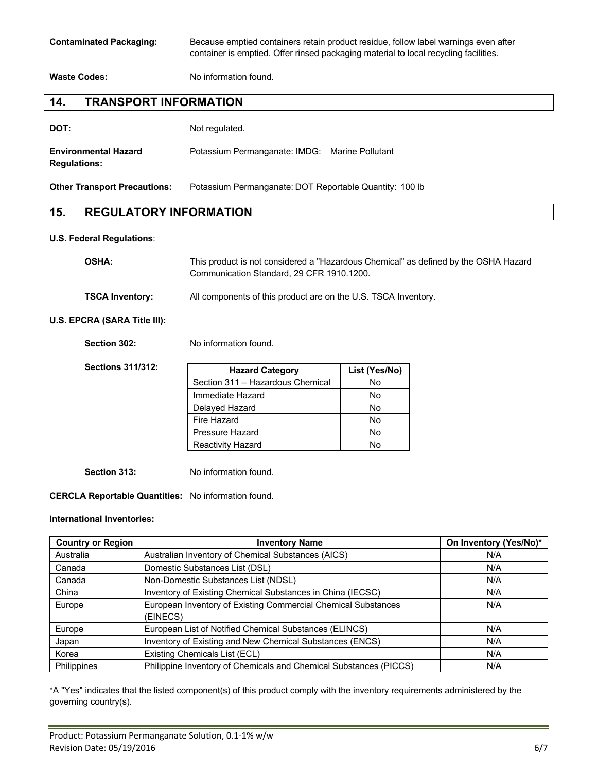**Contaminated Packaging:** Because emptied containers retain product residue, follow label warnings even after container is emptied. Offer rinsed packaging material to local recycling facilities.

**Waste Codes:** No information found.

## 14. TRANSPORT INFORMATION

**DOT:** Not regulated.

**Environmental Hazard Regulations:** Potassium Permanganate: IMDG: Marine Pollutant

**Other Transport Precautions:** Potassium Permanganate: DOT Reportable Quantity: 100 lb

## 15. REGULATORY INFORMATION

**U.S. Federal Regulations**:

**OSHA:** This product is not considered a "Hazardous Chemical" as defined by the OSHA Hazard Communication Standard, 29 CFR 1910.1200.

**TSCA Inventory:** All components of this product are on the U.S. TSCA Inventory.

**U.S. EPCRA (SARA Title III):**

**Section 302:** No information found.

**Sections 311/312:**

| Hazard Category | List (Yes/No) |
|---|---|
| Section 311 – Hazardous Chemical | No |
| Immediate Hazard | No |
| Delayed Hazard | No |
| Fire Hazard | No |
| Pressure Hazard | No |
| Reactivity Hazard | No |

**Section 313:** No information found.

**CERCLA Reportable Quantities:** No information found.

**International Inventories:**

| Country or Region | Inventory Name | On Inventory (Yes/No)* |
|---|---|---|
| Australia | Australian Inventory of Chemical Substances (AICS) | N/A |
| Canada | Domestic Substances List (DSL) | N/A |
| Canada | Non-Domestic Substances List (NDSL) | N/A |
| China | Inventory of Existing Chemical Substances in China (IECSC) | N/A |
| Europe | European Inventory of Existing Commercial Chemical Substances (EINECS) | N/A |
| Europe | European List of Notified Chemical Substances (ELINCS) | N/A |
| Japan | Inventory of Existing and New Chemical Substances (ENCS) | N/A |
| Korea | Existing Chemicals List (ECL) | N/A |
| Philippines | Philippine Inventory of Chemicals and Chemical Substances (PICCS) | N/A |

*A "Yes" indicates that the listed component(s) of this product comply with the inventory requirements administered by the governing country(s).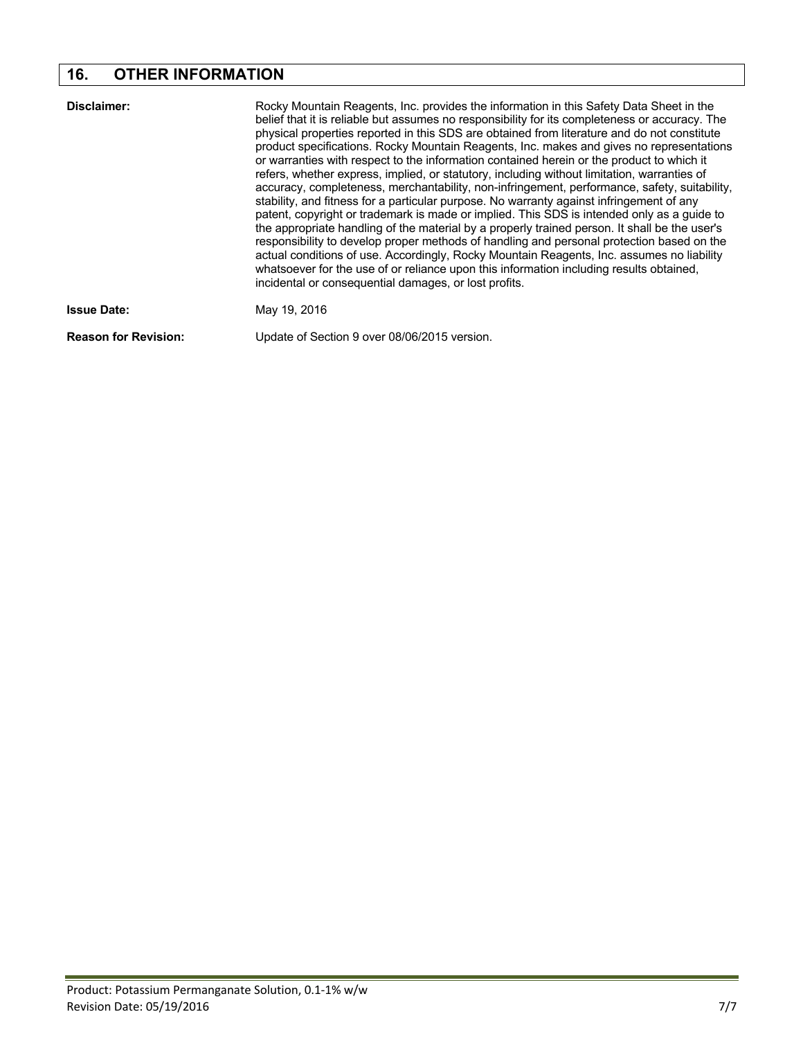## 16. OTHER INFORMATION

**Disclaimer:** Rocky Mountain Reagents, Inc. provides the information in this Safety Data Sheet in the belief that it is reliable but assumes no responsibility for its completeness or accuracy. The physical properties reported in this SDS are obtained from literature and do not constitute product specifications. Rocky Mountain Reagents, Inc. makes and gives no representations or warranties with respect to the information contained herein or the product to which it refers, whether express, implied, or statutory, including without limitation, warranties of accuracy, completeness, merchantability, non-infringement, performance, safety, suitability, stability, and fitness for a particular purpose. No warranty against infringement of any patent, copyright or trademark is made or implied. This SDS is intended only as a guide to the appropriate handling of the material by a properly trained person. It shall be the user's responsibility to develop proper methods of handling and personal protection based on the actual conditions of use. Accordingly, Rocky Mountain Reagents, Inc. assumes no liability whatsoever for the use of or reliance upon this information including results obtained, incidental or consequential damages, or lost profits.

**Issue Date:** May 19, 2016

**Reason for Revision:** Update of Section 9 over 08/06/2015 version.